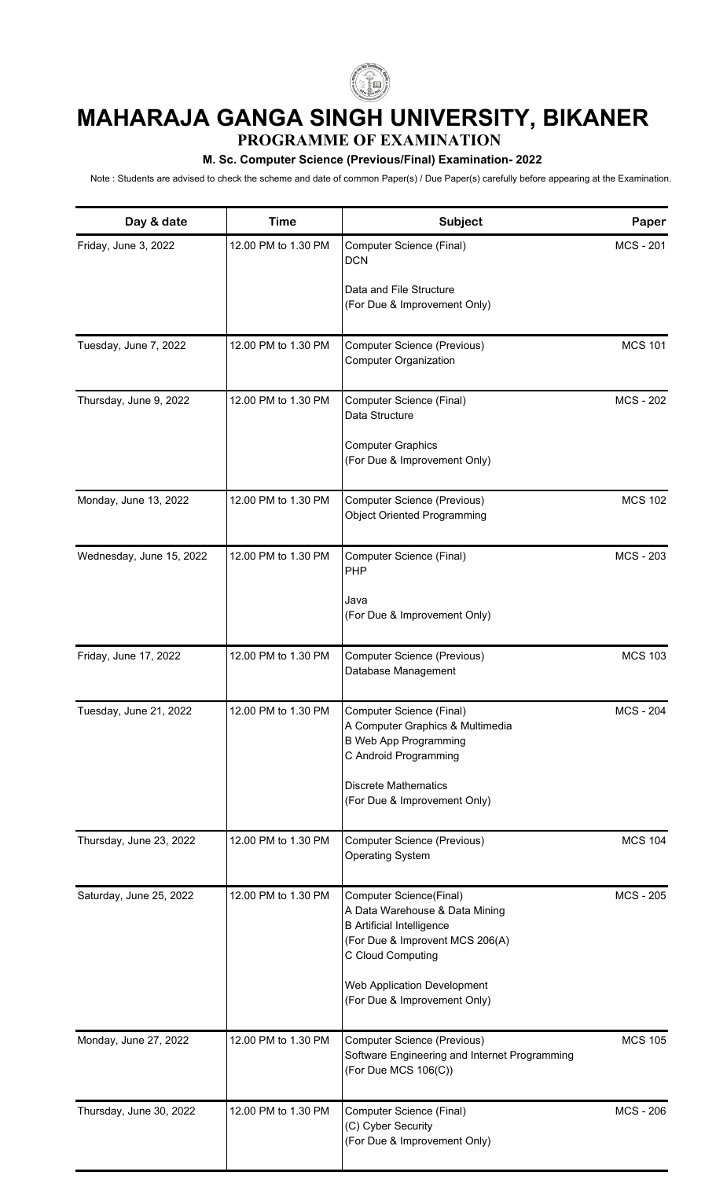# MAHARAJA GANGA SINGH UNIVERSITY, BIKANER

## PROGRAMME OF EXAMINATION

### M. Sc. Computer Science (Previous/Final) Examination- 2022

Note : Students are advised to check the scheme and date of common Paper(s) / Due Paper(s) carefully before appearing at the Examination.

| Day & date | Time | Subject | Paper |
|---|---|---|---|
| Friday, June 3, 2022 | 12.00 PM to 1.30 PM | Computer Science (Final)<br>DCN<br><br>Data and File Structure<br>(For Due & Improvement Only) | MCS - 201 |
| Tuesday, June 7, 2022 | 12.00 PM to 1.30 PM | Computer Science (Previous)<br>Computer Organization | MCS 101 |
| Thursday, June 9, 2022 | 12.00 PM to 1.30 PM | Computer Science (Final)<br>Data Structure<br><br>Computer Graphics<br>(For Due & Improvement Only) | MCS - 202 |
| Monday, June 13, 2022 | 12.00 PM to 1.30 PM | Computer Science (Previous)<br>Object Oriented Programming | MCS 102 |
| Wednesday, June 15, 2022 | 12.00 PM to 1.30 PM | Computer Science (Final)<br>PHP<br><br>Java<br>(For Due & Improvement Only) | MCS - 203 |
| Friday, June 17, 2022 | 12.00 PM to 1.30 PM | Computer Science (Previous)<br>Database Management | MCS 103 |
| Tuesday, June 21, 2022 | 12.00 PM to 1.30 PM | Computer Science (Final)<br>A Computer Graphics & Multimedia<br>B Web App Programming<br>C Android Programming<br><br>Discrete Mathematics<br>(For Due & Improvement Only) | MCS - 204 |
| Thursday, June 23, 2022 | 12.00 PM to 1.30 PM | Computer Science (Previous)<br>Operating System | MCS 104 |
| Saturday, June 25, 2022 | 12.00 PM to 1.30 PM | Computer Science(Final)<br>A Data Warehouse & Data Mining<br>B Artificial Intelligence<br>(For Due & Improvent MCS 206(A)<br>C Cloud Computing<br><br>Web Application Development<br>(For Due & Improvement Only) | MCS - 205 |
| Monday, June 27, 2022 | 12.00 PM to 1.30 PM | Computer Science (Previous)<br>Software Engineering and Internet Programming<br>(For Due MCS 106(C)) | MCS 105 |
| Thursday, June 30, 2022 | 12.00 PM to 1.30 PM | Computer Science (Final)<br>(C) Cyber Security<br>(For Due & Improvement Only) | MCS - 206 |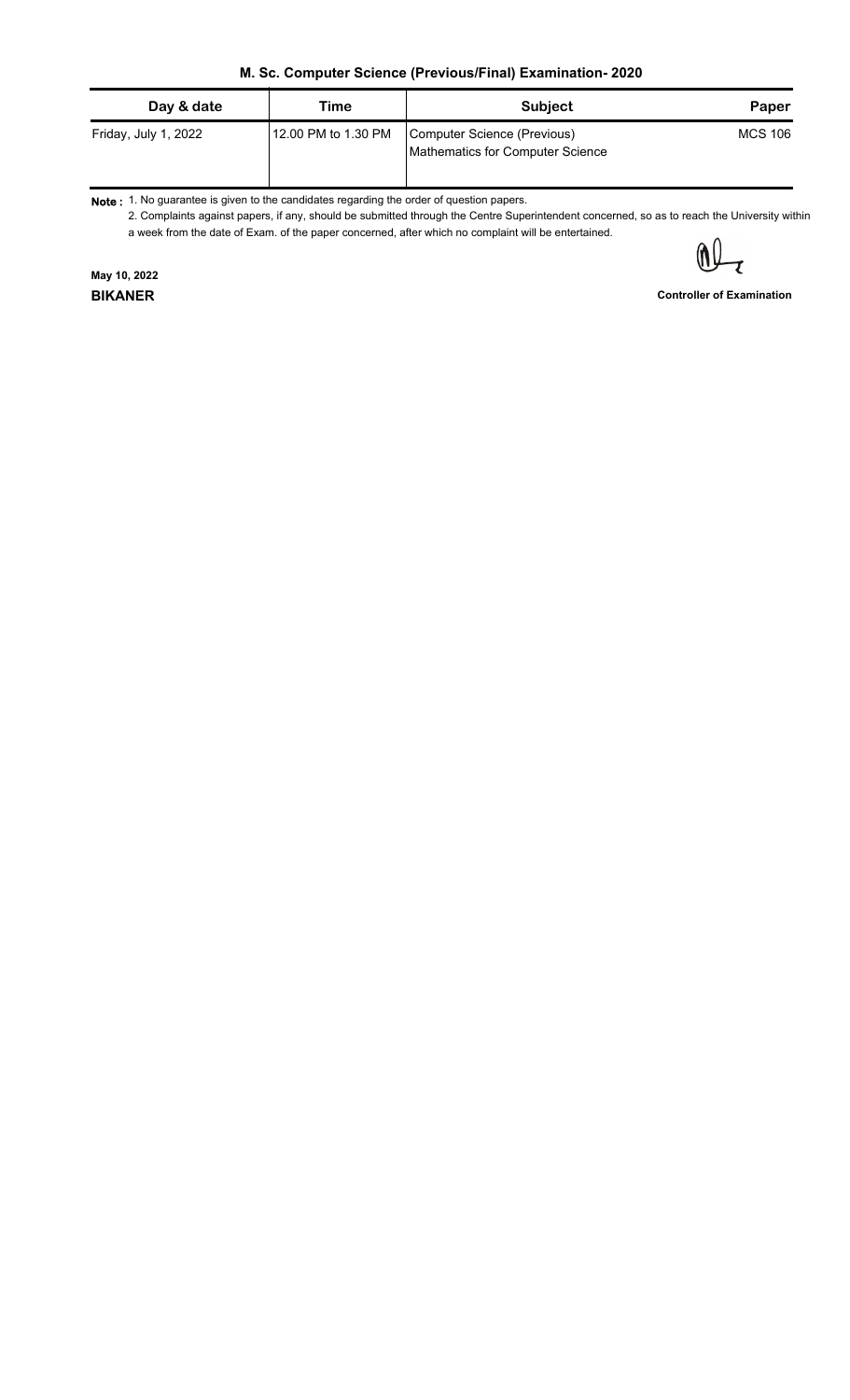## M. Sc. Computer Science (Previous/Final) Examination- 2020

| Day & date | Time | Subject | Paper |
| --- | --- | --- | --- |
| Friday, July 1, 2022 | 12.00 PM to 1.30 PM | Computer Science (Previous)<br>Mathematics for Computer Science | MCS 106 |

**Note :** 1. No guarantee is given to the candidates regarding the order of question papers.

2. Complaints against papers, if any, should be submitted through the Centre Superintendent concerned, so as to reach the University within a week from the date of Exam. of the paper concerned, after which no complaint will be entertained.

**May 10, 2022**

**BIKANER**

**Controller of Examination**